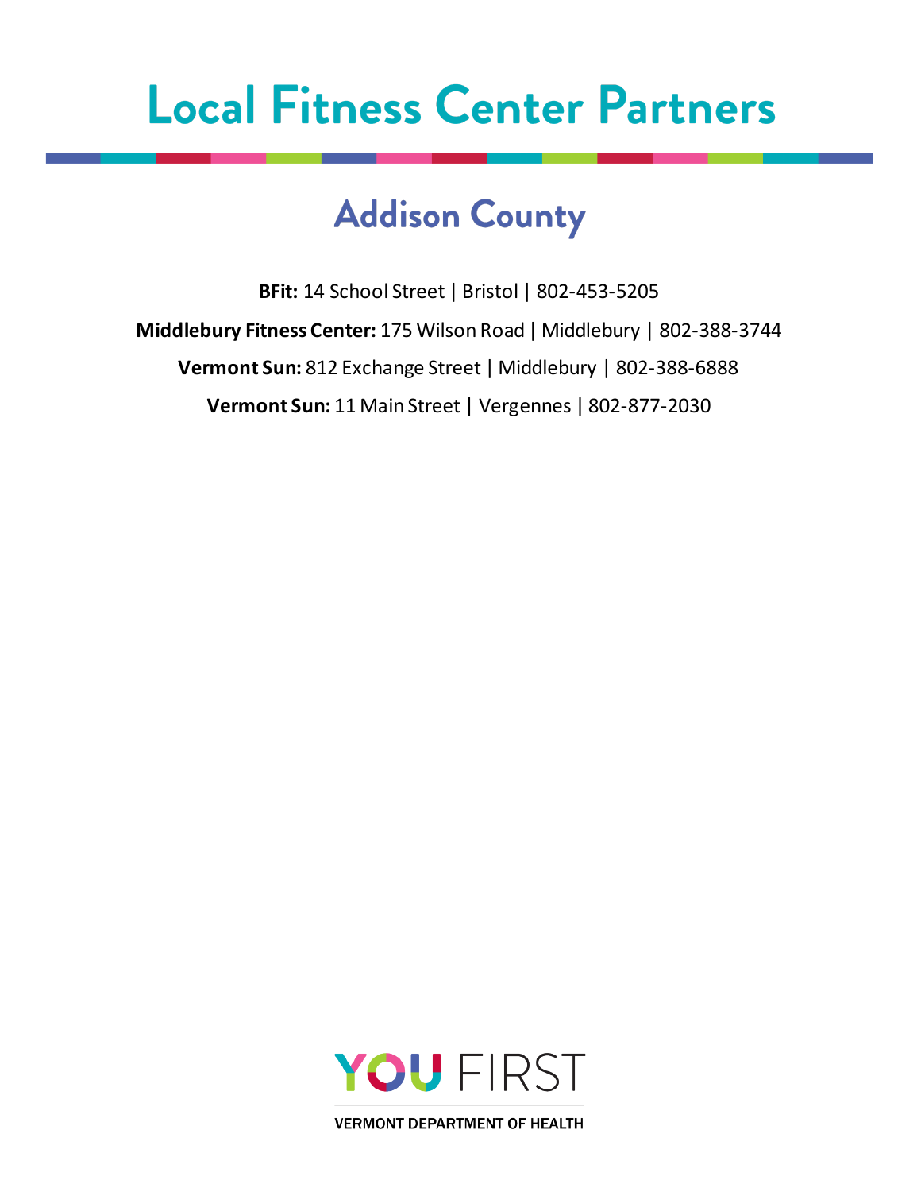# Local Fitness Center Partners

## Addison County

**BFit:** 14 School Street | Bristol | 802-453-5205

**Middlebury Fitness Center:** 175 Wilson Road | Middlebury | 802-388-3744

**Vermont Sun:** 812 Exchange Street | Middlebury | 802-388-6888

**Vermont Sun:** 11 Main Street | Vergennes | 802-877-2030

YOU FIRST

VERMONT DEPARTMENT OF HEALTH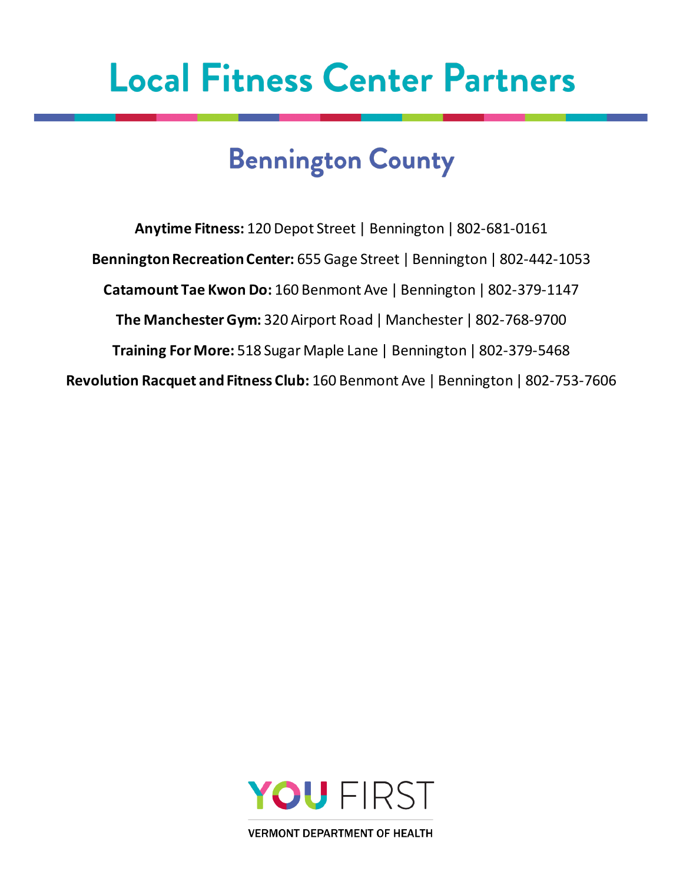# Local Fitness Center Partners

## Bennington County

**Anytime Fitness:** 120 Depot Street | Bennington | 802-681-0161

**Bennington Recreation Center:** 655 Gage Street | Bennington | 802-442-1053

**Catamount Tae Kwon Do:** 160 Benmont Ave | Bennington | 802-379-1147

**The Manchester Gym:** 320 Airport Road | Manchester | 802-768-9700

**Training For More:** 518 Sugar Maple Lane | Bennington | 802-379-5468

**Revolution Racquet and Fitness Club:** 160 Benmont Ave | Bennington | 802-753-7606

YOU FIRST

VERMONT DEPARTMENT OF HEALTH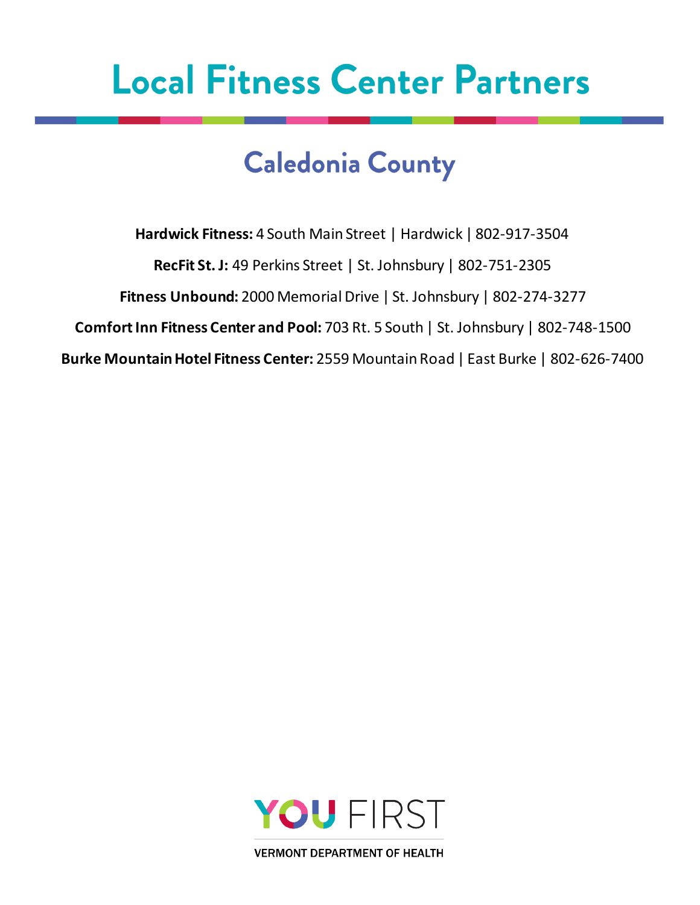# Local Fitness Center Partners

## Caledonia County

**Hardwick Fitness:** 4 South Main Street | Hardwick | 802-917-3504

**RecFit St. J:** 49 Perkins Street | St. Johnsbury | 802-751-2305

**Fitness Unbound:** 2000 Memorial Drive | St. Johnsbury | 802-274-3277

**Comfort Inn Fitness Center and Pool:** 703 Rt. 5 South | St. Johnsbury | 802-748-1500

**Burke Mountain Hotel Fitness Center:** 2559 Mountain Road | East Burke | 802-626-7400

YOU FIRST

VERMONT DEPARTMENT OF HEALTH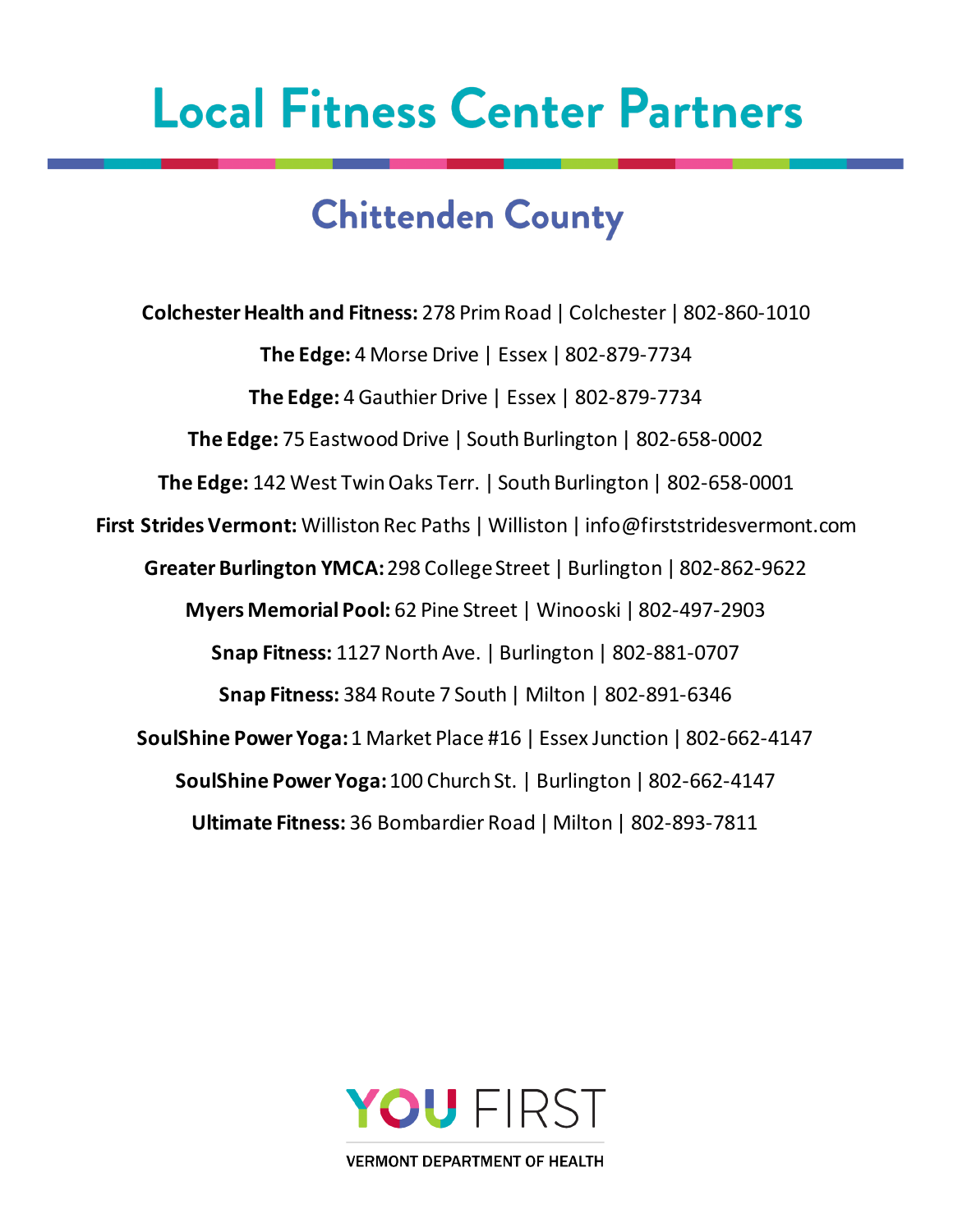# Local Fitness Center Partners

## Chittenden County

**Colchester Health and Fitness:** 278 Prim Road | Colchester | 802-860-1010

**The Edge:** 4 Morse Drive | Essex | 802-879-7734

**The Edge:** 4 Gauthier Drive | Essex | 802-879-7734

**The Edge:** 75 Eastwood Drive | South Burlington | 802-658-0002

**The Edge:** 142 West Twin Oaks Terr. | South Burlington | 802-658-0001

**First Strides Vermont:** Williston Rec Paths | Williston | info@firststridesvermont.com

**Greater Burlington YMCA:** 298 College Street | Burlington | 802-862-9622

**Myers Memorial Pool:** 62 Pine Street | Winooski | 802-497-2903

**Snap Fitness:** 1127 North Ave. | Burlington | 802-881-0707

**Snap Fitness:** 384 Route 7 South | Milton | 802-891-6346

**SoulShine Power Yoga:** 1 Market Place #16 | Essex Junction | 802-662-4147

**SoulShine Power Yoga:** 100 Church St. | Burlington | 802-662-4147

**Ultimate Fitness:** 36 Bombardier Road | Milton | 802-893-7811

YOU FIRST

VERMONT DEPARTMENT OF HEALTH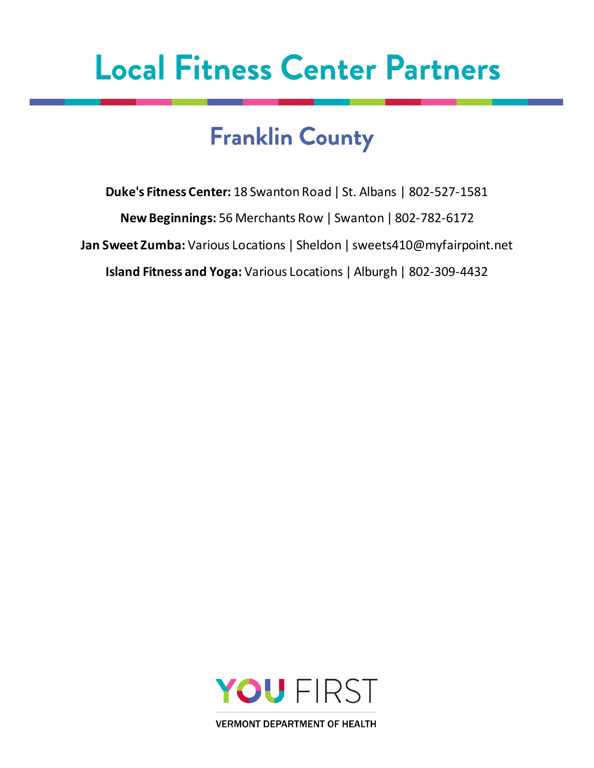# Local Fitness Center Partners

## Franklin County

**Duke's Fitness Center:** 18 Swanton Road | St. Albans | 802-527-1581

**New Beginnings:** 56 Merchants Row | Swanton | 802-782-6172

**Jan Sweet Zumba:** Various Locations | Sheldon | sweets410@myfairpoint.net

**Island Fitness and Yoga:** Various Locations | Alburgh | 802-309-4432

YOU FIRST

VERMONT DEPARTMENT OF HEALTH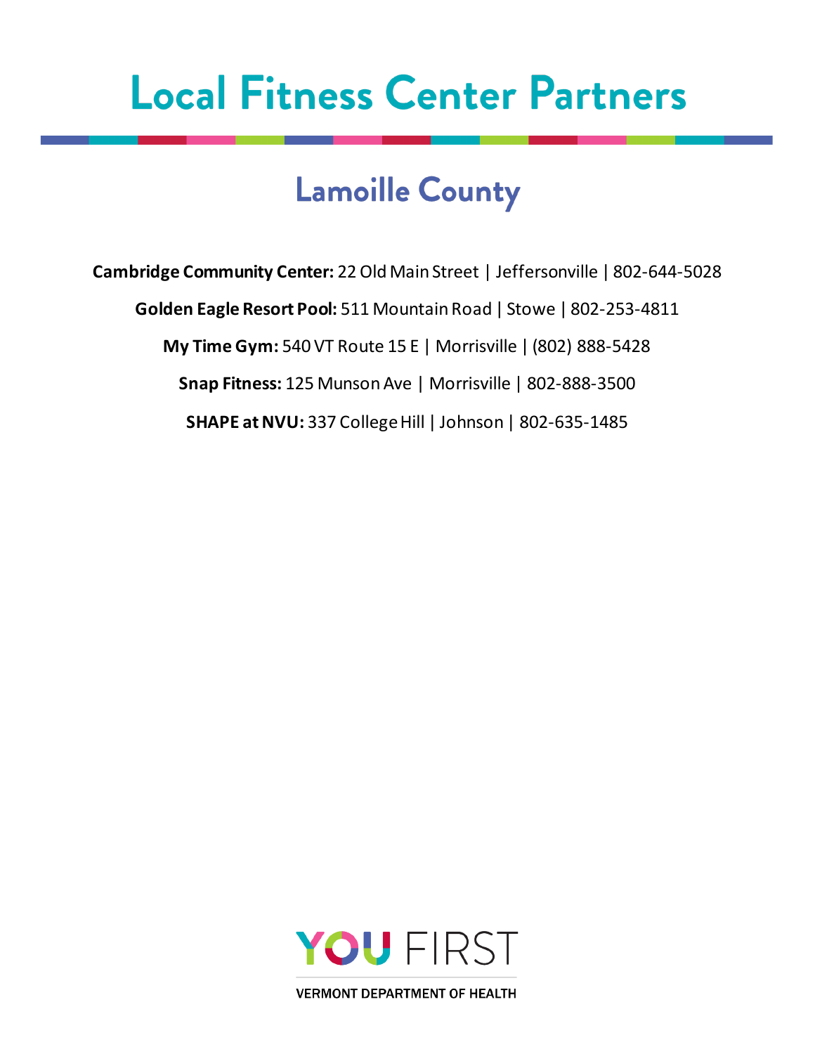# Local Fitness Center Partners

## Lamoille County

**Cambridge Community Center:** 22 Old Main Street | Jeffersonville | 802-644-5028

**Golden Eagle Resort Pool:** 511 Mountain Road | Stowe | 802-253-4811

**My Time Gym:** 540 VT Route 15 E | Morrisville | (802) 888-5428

**Snap Fitness:** 125 Munson Ave | Morrisville | 802-888-3500

**SHAPE at NVU:** 337 College Hill | Johnson | 802-635-1485

YOU FIRST

VERMONT DEPARTMENT OF HEALTH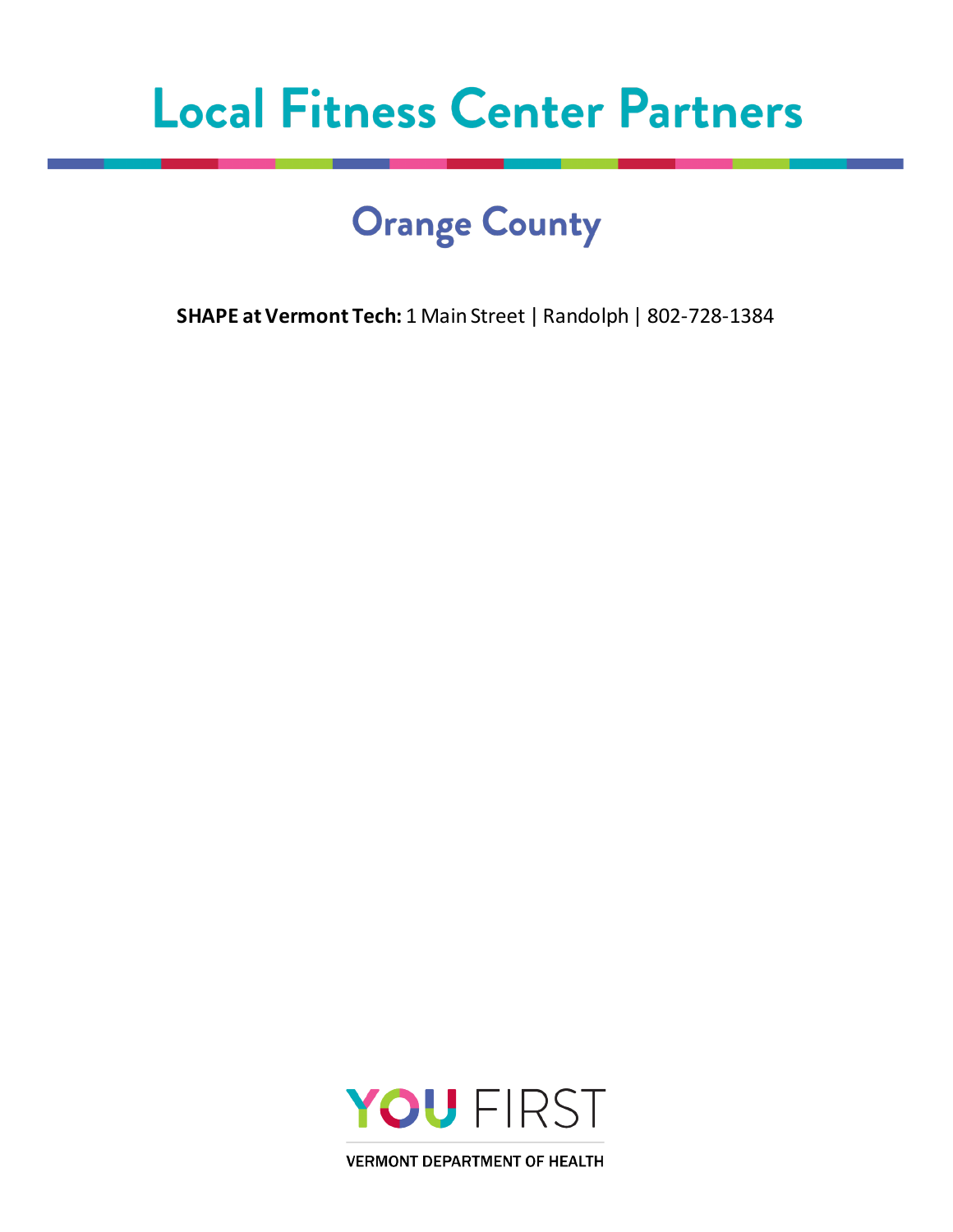# Local Fitness Center Partners

## Orange County

**SHAPE at Vermont Tech:** 1 Main Street | Randolph | 802-728-1384

YOU FIRST

VERMONT DEPARTMENT OF HEALTH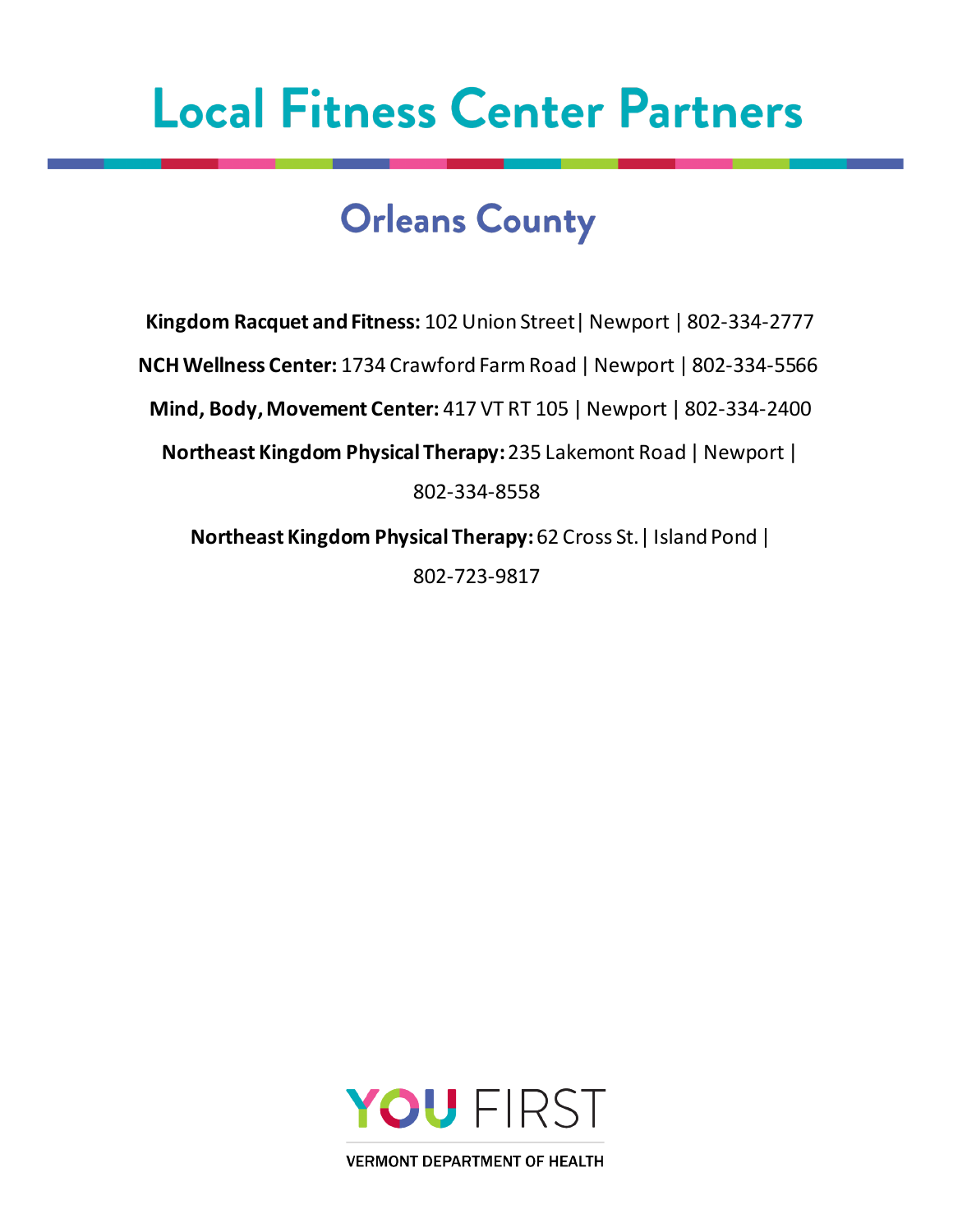# Local Fitness Center Partners

## Orleans County

**Kingdom Racquet and Fitness:** 102 Union Street | Newport | 802-334-2777

**NCH Wellness Center:** 1734 Crawford Farm Road | Newport | 802-334-5566

**Mind, Body, Movement Center:** 417 VT RT 105 | Newport | 802-334-2400

**Northeast Kingdom Physical Therapy:** 235 Lakemont Road | Newport | 802-334-8558

**Northeast Kingdom Physical Therapy:** 62 Cross St. | Island Pond | 802-723-9817

YOU FIRST

VERMONT DEPARTMENT OF HEALTH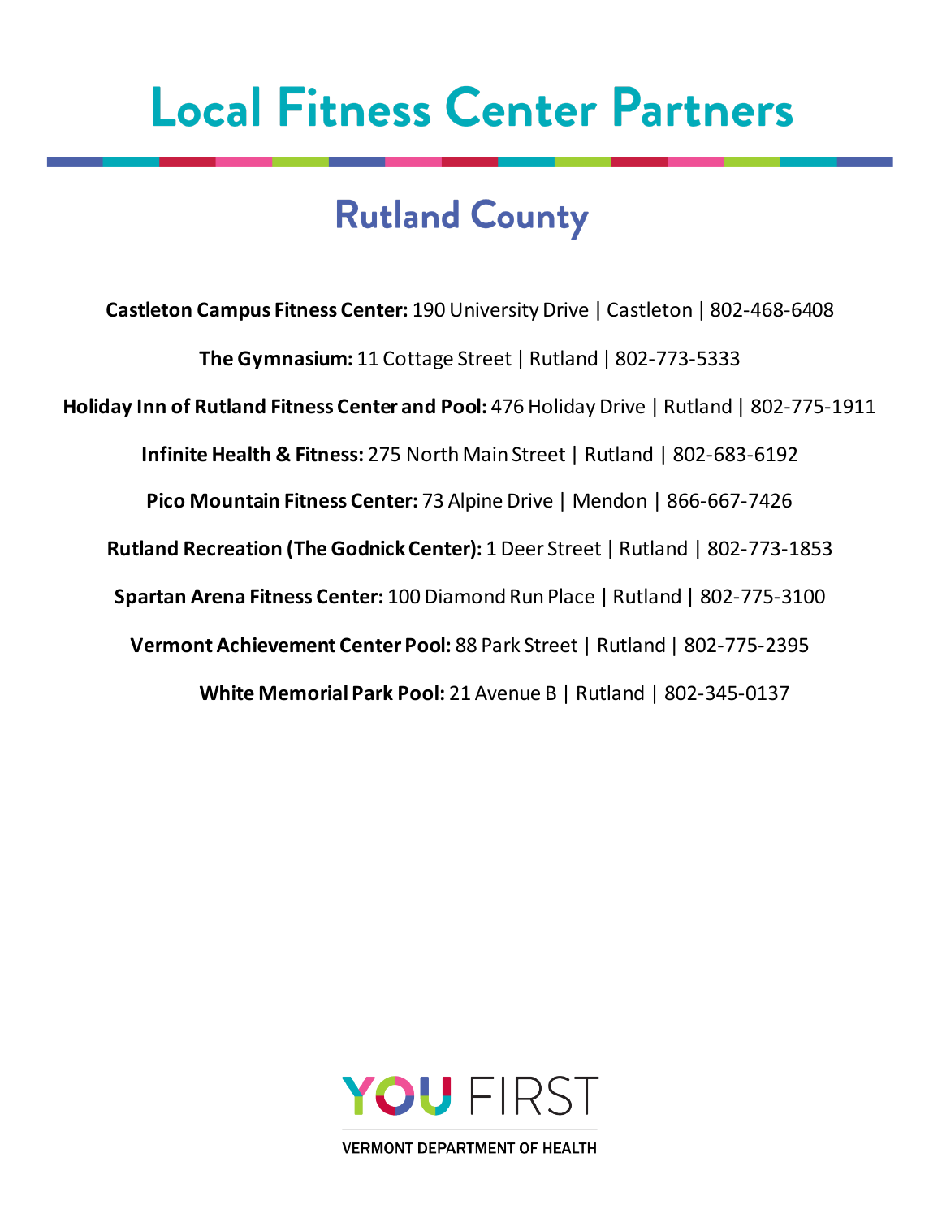# Local Fitness Center Partners

## Rutland County

**Castleton Campus Fitness Center:** 190 University Drive | Castleton | 802-468-6408

**The Gymnasium:** 11 Cottage Street | Rutland | 802-773-5333

**Holiday Inn of Rutland Fitness Center and Pool:** 476 Holiday Drive | Rutland | 802-775-1911

**Infinite Health & Fitness:** 275 North Main Street | Rutland | 802-683-6192

**Pico Mountain Fitness Center:** 73 Alpine Drive | Mendon | 866-667-7426

**Rutland Recreation (The Godnick Center):** 1 Deer Street | Rutland | 802-773-1853

**Spartan Arena Fitness Center:** 100 Diamond Run Place | Rutland | 802-775-3100

**Vermont Achievement Center Pool:** 88 Park Street | Rutland | 802-775-2395

**White Memorial Park Pool:** 21 Avenue B | Rutland | 802-345-0137

YOU FIRST

VERMONT DEPARTMENT OF HEALTH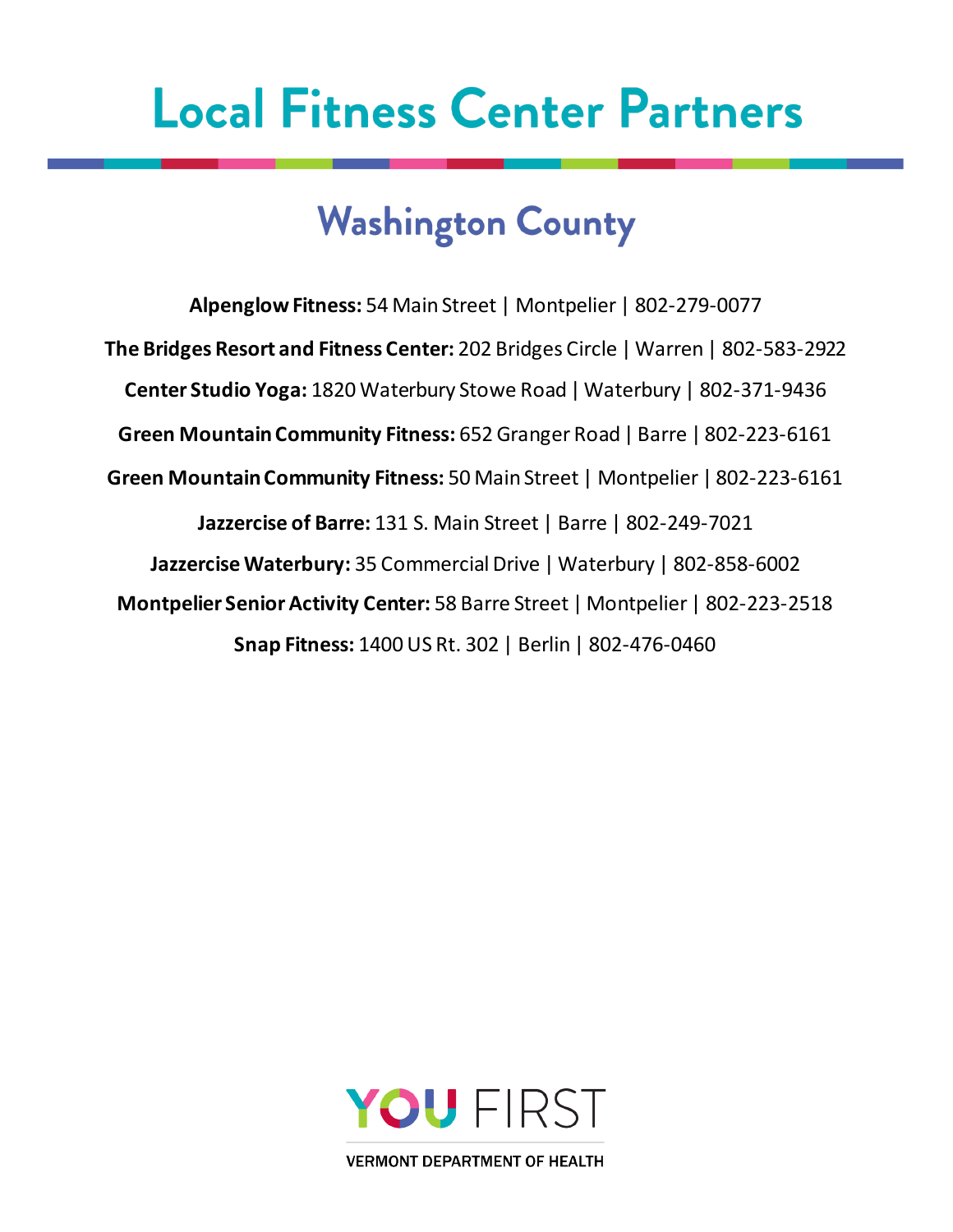# Local Fitness Center Partners

## Washington County

**Alpenglow Fitness:** 54 Main Street | Montpelier | 802-279-0077

**The Bridges Resort and Fitness Center:** 202 Bridges Circle | Warren | 802-583-2922

**Center Studio Yoga:** 1820 Waterbury Stowe Road | Waterbury | 802-371-9436

**Green Mountain Community Fitness:** 652 Granger Road | Barre | 802-223-6161

**Green Mountain Community Fitness:** 50 Main Street | Montpelier | 802-223-6161

**Jazzercise of Barre:** 131 S. Main Street | Barre | 802-249-7021

**Jazzercise Waterbury:** 35 Commercial Drive | Waterbury | 802-858-6002

**Montpelier Senior Activity Center:** 58 Barre Street | Montpelier | 802-223-2518

**Snap Fitness:** 1400 US Rt. 302 | Berlin | 802-476-0460

YOU FIRST

VERMONT DEPARTMENT OF HEALTH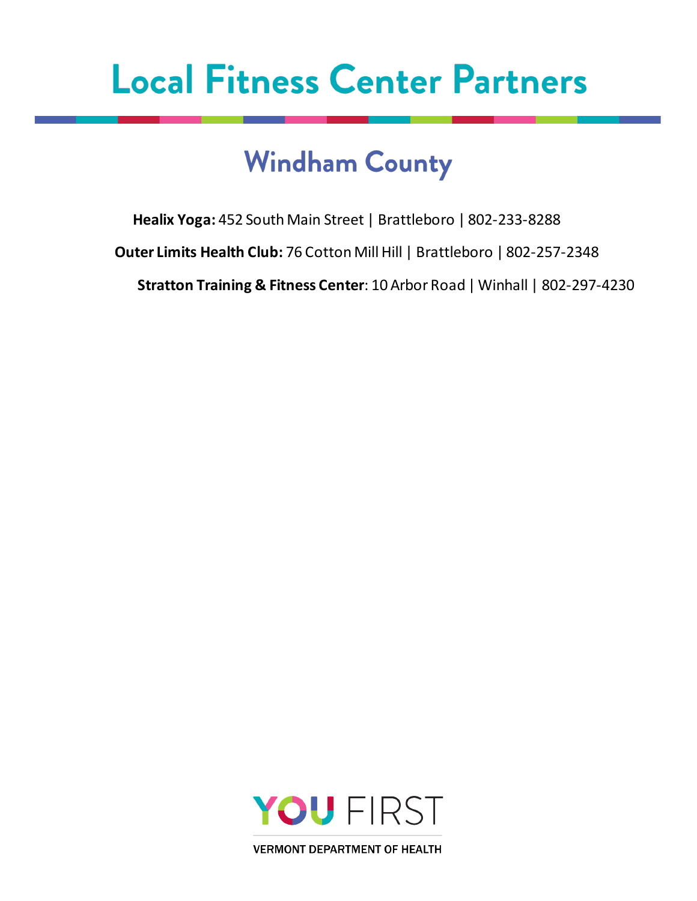# Local Fitness Center Partners

## Windham County

**Healix Yoga:** 452 South Main Street | Brattleboro | 802-233-8288

**Outer Limits Health Club:** 76 Cotton Mill Hill | Brattleboro | 802-257-2348

**Stratton Training & Fitness Center**: 10 Arbor Road | Winhall | 802-297-4230

YOU FIRST

VERMONT DEPARTMENT OF HEALTH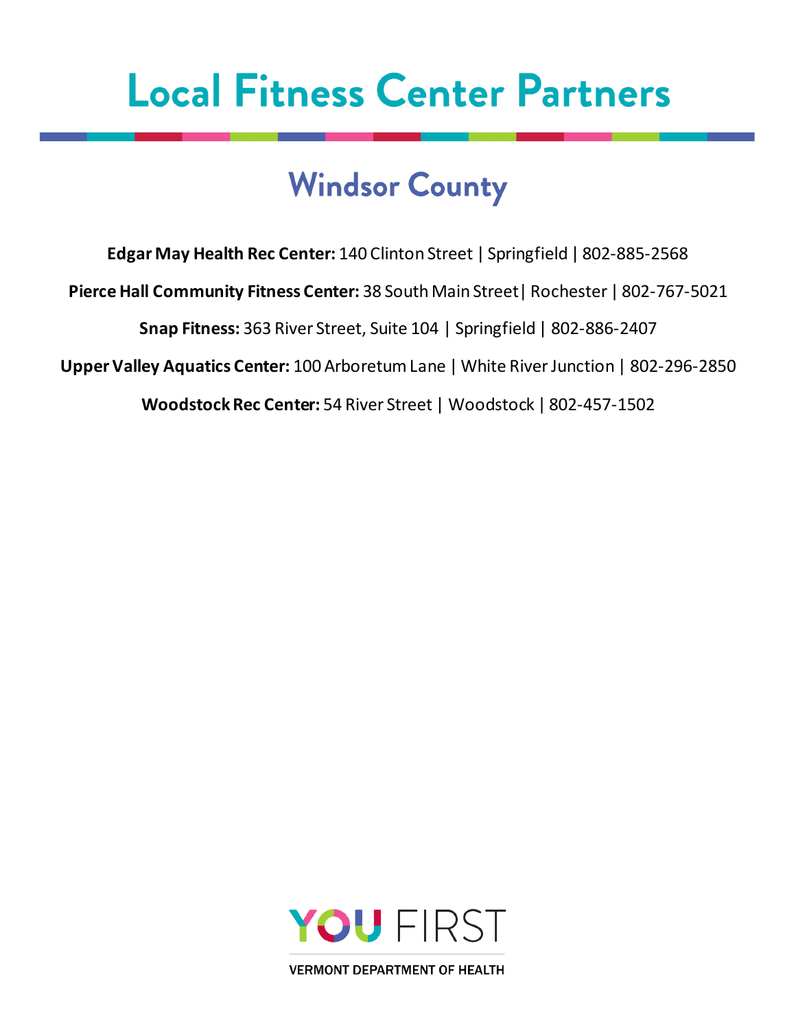# Local Fitness Center Partners

## Windsor County

**Edgar May Health Rec Center:** 140 Clinton Street | Springfield | 802-885-2568

**Pierce Hall Community Fitness Center:** 38 South Main Street| Rochester | 802-767-5021

**Snap Fitness:** 363 River Street, Suite 104 | Springfield | 802-886-2407

**Upper Valley Aquatics Center:** 100 Arboretum Lane | White River Junction | 802-296-2850

**Woodstock Rec Center:** 54 River Street | Woodstock | 802-457-1502

YOU FIRST

VERMONT DEPARTMENT OF HEALTH